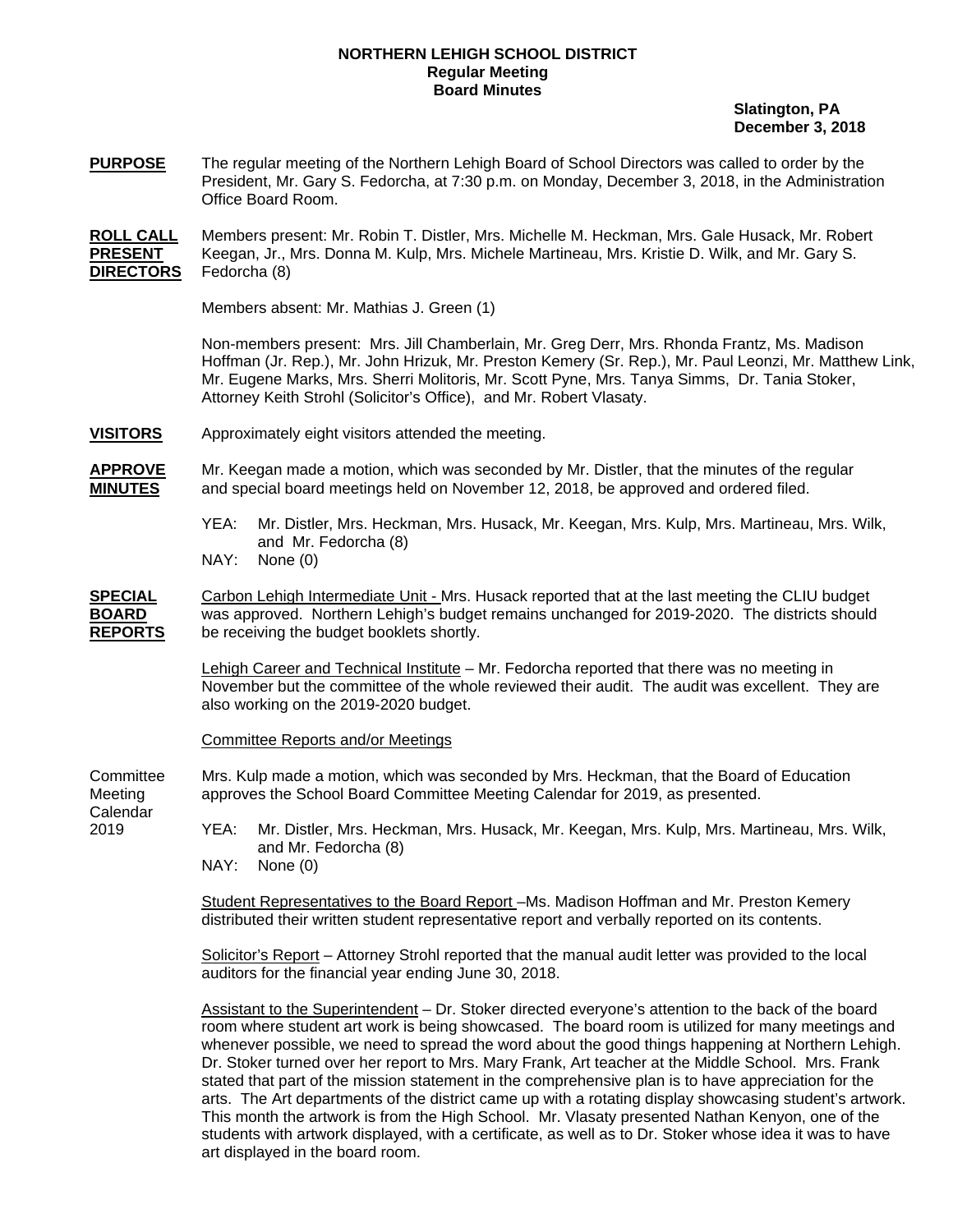# NORTHERN LEHIGH SCHOOL DISTRICT
## Regular Meeting
## Board Minutes

**Slatington, PA**
**December 3, 2018**

**PURPOSE** The regular meeting of the Northern Lehigh Board of School Directors was called to order by the President, Mr. Gary S. Fedorcha, at 7:30 p.m. on Monday, December 3, 2018, in the Administration Office Board Room.

**ROLL CALL PRESENT DIRECTORS** Members present: Mr. Robin T. Distler, Mrs. Michelle M. Heckman, Mrs. Gale Husack, Mr. Robert Keegan, Jr., Mrs. Donna M. Kulp, Mrs. Michele Martineau, Mrs. Kristie D. Wilk, and Mr. Gary S. Fedorcha (8)

Members absent: Mr. Mathias J. Green (1)

Non-members present: Mrs. Jill Chamberlain, Mr. Greg Derr, Mrs. Rhonda Frantz, Ms. Madison Hoffman (Jr. Rep.), Mr. John Hrizuk, Mr. Preston Kemery (Sr. Rep.), Mr. Paul Leonzi, Mr. Matthew Link, Mr. Eugene Marks, Mrs. Sherri Molitoris, Mr. Scott Pyne, Mrs. Tanya Simms, Dr. Tania Stoker, Attorney Keith Strohl (Solicitor's Office), and Mr. Robert Vlasaty.

**VISITORS** Approximately eight visitors attended the meeting.

**APPROVE MINUTES** Mr. Keegan made a motion, which was seconded by Mr. Distler, that the minutes of the regular and special board meetings held on November 12, 2018, be approved and ordered filed.

YEA: Mr. Distler, Mrs. Heckman, Mrs. Husack, Mr. Keegan, Mrs. Kulp, Mrs. Martineau, Mrs. Wilk, and Mr. Fedorcha (8)
NAY: None (0)

**SPECIAL BOARD REPORTS** Carbon Lehigh Intermediate Unit - Mrs. Husack reported that at the last meeting the CLIU budget was approved. Northern Lehigh's budget remains unchanged for 2019-2020. The districts should be receiving the budget booklets shortly.

Lehigh Career and Technical Institute – Mr. Fedorcha reported that there was no meeting in November but the committee of the whole reviewed their audit. The audit was excellent. They are also working on the 2019-2020 budget.

Committee Reports and/or Meetings

Committee Meeting Calendar 2019 Mrs. Kulp made a motion, which was seconded by Mrs. Heckman, that the Board of Education approves the School Board Committee Meeting Calendar for 2019, as presented.

YEA: Mr. Distler, Mrs. Heckman, Mrs. Husack, Mr. Keegan, Mrs. Kulp, Mrs. Martineau, Mrs. Wilk, and Mr. Fedorcha (8)
NAY: None (0)

Student Representatives to the Board Report –Ms. Madison Hoffman and Mr. Preston Kemery distributed their written student representative report and verbally reported on its contents.

Solicitor's Report – Attorney Strohl reported that the manual audit letter was provided to the local auditors for the financial year ending June 30, 2018.

Assistant to the Superintendent – Dr. Stoker directed everyone's attention to the back of the board room where student art work is being showcased. The board room is utilized for many meetings and whenever possible, we need to spread the word about the good things happening at Northern Lehigh. Dr. Stoker turned over her report to Mrs. Mary Frank, Art teacher at the Middle School. Mrs. Frank stated that part of the mission statement in the comprehensive plan is to have appreciation for the arts. The Art departments of the district came up with a rotating display showcasing student's artwork. This month the artwork is from the High School. Mr. Vlasaty presented Nathan Kenyon, one of the students with artwork displayed, with a certificate, as well as to Dr. Stoker whose idea it was to have art displayed in the board room.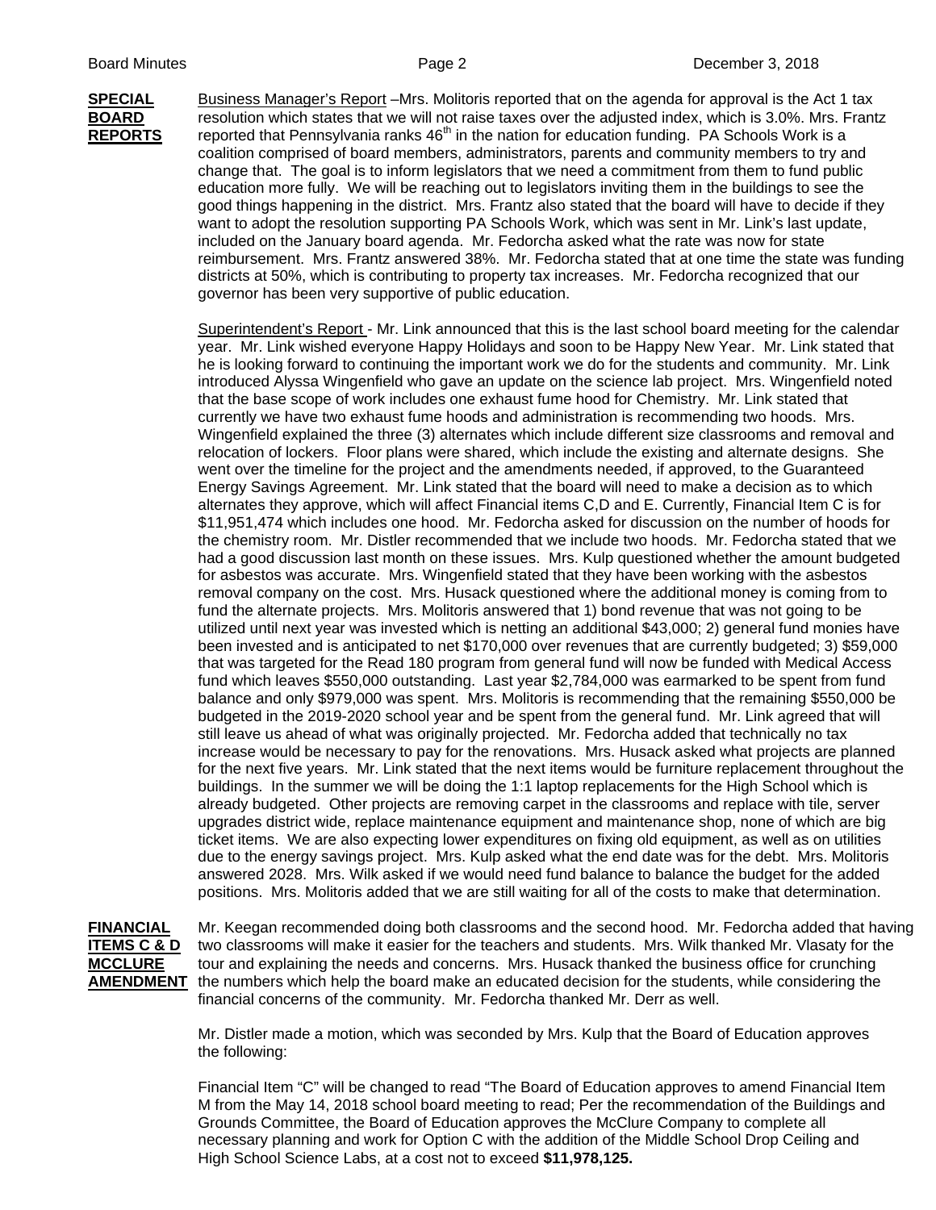**SPECIAL BOARD REPORTS**

Business Manager's Report –Mrs. Molitoris reported that on the agenda for approval is the Act 1 tax resolution which states that we will not raise taxes over the adjusted index, which is 3.0%. Mrs. Frantz reported that Pennsylvania ranks 46th in the nation for education funding. PA Schools Work is a coalition comprised of board members, administrators, parents and community members to try and change that. The goal is to inform legislators that we need a commitment from them to fund public education more fully. We will be reaching out to legislators inviting them in the buildings to see the good things happening in the district. Mrs. Frantz also stated that the board will have to decide if they want to adopt the resolution supporting PA Schools Work, which was sent in Mr. Link's last update, included on the January board agenda. Mr. Fedorcha asked what the rate was now for state reimbursement. Mrs. Frantz answered 38%. Mr. Fedorcha stated that at one time the state was funding districts at 50%, which is contributing to property tax increases. Mr. Fedorcha recognized that our governor has been very supportive of public education.

Superintendent's Report - Mr. Link announced that this is the last school board meeting for the calendar year. Mr. Link wished everyone Happy Holidays and soon to be Happy New Year. Mr. Link stated that he is looking forward to continuing the important work we do for the students and community. Mr. Link introduced Alyssa Wingenfield who gave an update on the science lab project. Mrs. Wingenfield noted that the base scope of work includes one exhaust fume hood for Chemistry. Mr. Link stated that currently we have two exhaust fume hoods and administration is recommending two hoods. Mrs. Wingenfield explained the three (3) alternates which include different size classrooms and removal and relocation of lockers. Floor plans were shared, which include the existing and alternate designs. She went over the timeline for the project and the amendments needed, if approved, to the Guaranteed Energy Savings Agreement. Mr. Link stated that the board will need to make a decision as to which alternates they approve, which will affect Financial items C,D and E. Currently, Financial Item C is for $11,951,474 which includes one hood. Mr. Fedorcha asked for discussion on the number of hoods for the chemistry room. Mr. Distler recommended that we include two hoods. Mr. Fedorcha stated that we had a good discussion last month on these issues. Mrs. Kulp questioned whether the amount budgeted for asbestos was accurate. Mrs. Wingenfield stated that they have been working with the asbestos removal company on the cost. Mrs. Husack questioned where the additional money is coming from to fund the alternate projects. Mrs. Molitoris answered that 1) bond revenue that was not going to be utilized until next year was invested which is netting an additional $43,000; 2) general fund monies have been invested and is anticipated to net $170,000 over revenues that are currently budgeted; 3) $59,000 that was targeted for the Read 180 program from general fund will now be funded with Medical Access fund which leaves $550,000 outstanding. Last year $2,784,000 was earmarked to be spent from fund balance and only $979,000 was spent. Mrs. Molitoris is recommending that the remaining $550,000 be budgeted in the 2019-2020 school year and be spent from the general fund. Mr. Link agreed that will still leave us ahead of what was originally projected. Mr. Fedorcha added that technically no tax increase would be necessary to pay for the renovations. Mrs. Husack asked what projects are planned for the next five years. Mr. Link stated that the next items would be furniture replacement throughout the buildings. In the summer we will be doing the 1:1 laptop replacements for the High School which is already budgeted. Other projects are removing carpet in the classrooms and replace with tile, server upgrades district wide, replace maintenance equipment and maintenance shop, none of which are big ticket items. We are also expecting lower expenditures on fixing old equipment, as well as on utilities due to the energy savings project. Mrs. Kulp asked what the end date was for the debt. Mrs. Molitoris answered 2028. Mrs. Wilk asked if we would need fund balance to balance the budget for the added positions. Mrs. Molitoris added that we are still waiting for all of the costs to make that determination.

**FINANCIAL ITEMS C & D MCCLURE AMENDMENT**

Mr. Keegan recommended doing both classrooms and the second hood. Mr. Fedorcha added that having two classrooms will make it easier for the teachers and students. Mrs. Wilk thanked Mr. Vlasaty for the tour and explaining the needs and concerns. Mrs. Husack thanked the business office for crunching the numbers which help the board make an educated decision for the students, while considering the financial concerns of the community. Mr. Fedorcha thanked Mr. Derr as well.

Mr. Distler made a motion, which was seconded by Mrs. Kulp that the Board of Education approves the following:

Financial Item "C" will be changed to read "The Board of Education approves to amend Financial Item M from the May 14, 2018 school board meeting to read; Per the recommendation of the Buildings and Grounds Committee, the Board of Education approves the McClure Company to complete all necessary planning and work for Option C with the addition of the Middle School Drop Ceiling and High School Science Labs, at a cost not to exceed **$11,978,125.**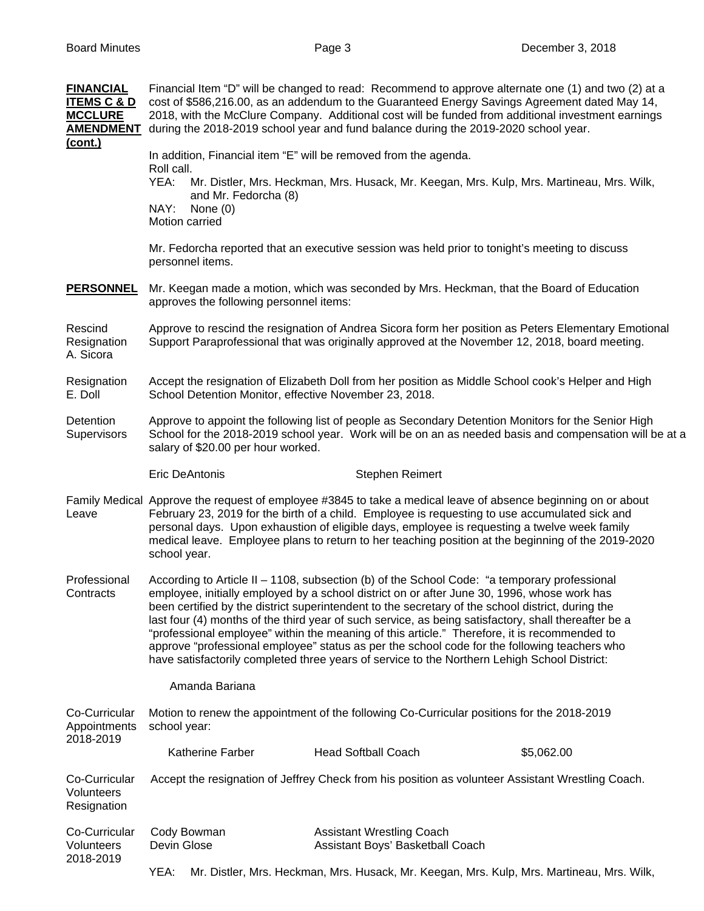**FINANCIAL ITEMS C & D MCCLURE AMENDMENT (cont.)**

Financial Item "D" will be changed to read: Recommend to approve alternate one (1) and two (2) at a cost of $586,216.00, as an addendum to the Guaranteed Energy Savings Agreement dated May 14, 2018, with the McClure Company. Additional cost will be funded from additional investment earnings during the 2018-2019 school year and fund balance during the 2019-2020 school year.

In addition, Financial item "E" will be removed from the agenda.

Roll call.

YEA: Mr. Distler, Mrs. Heckman, Mrs. Husack, Mr. Keegan, Mrs. Kulp, Mrs. Martineau, Mrs. Wilk, and Mr. Fedorcha (8)

NAY: None (0)

Motion carried

Mr. Fedorcha reported that an executive session was held prior to tonight's meeting to discuss personnel items.

**PERSONNEL**

Mr. Keegan made a motion, which was seconded by Mrs. Heckman, that the Board of Education approves the following personnel items:

**Rescind Resignation A. Sicora**

Approve to rescind the resignation of Andrea Sicora form her position as Peters Elementary Emotional Support Paraprofessional that was originally approved at the November 12, 2018, board meeting.

**Resignation E. Doll**

Accept the resignation of Elizabeth Doll from her position as Middle School cook's Helper and High School Detention Monitor, effective November 23, 2018.

**Detention Supervisors**

Approve to appoint the following list of people as Secondary Detention Monitors for the Senior High School for the 2018-2019 school year. Work will be on an as needed basis and compensation will be at a salary of $20.00 per hour worked.

Eric DeAntonis  Stephen Reimert

**Family Medical Leave**

Approve the request of employee #3845 to take a medical leave of absence beginning on or about February 23, 2019 for the birth of a child. Employee is requesting to use accumulated sick and personal days. Upon exhaustion of eligible days, employee is requesting a twelve week family medical leave. Employee plans to return to her teaching position at the beginning of the 2019-2020 school year.

**Professional Contracts**

According to Article II – 1108, subsection (b) of the School Code: "a temporary professional employee, initially employed by a school district on or after June 30, 1996, whose work has been certified by the district superintendent to the secretary of the school district, during the last four (4) months of the third year of such service, as being satisfactory, shall thereafter be a "professional employee" within the meaning of this article." Therefore, it is recommended to approve "professional employee" status as per the school code for the following teachers who have satisfactorily completed three years of service to the Northern Lehigh School District:

Amanda Bariana

**Co-Curricular Appointments 2018-2019**

Motion to renew the appointment of the following Co-Curricular positions for the 2018-2019 school year:

| Katherine Farber | Head Softball Coach | $5,062.00 |
|---|---|---|

**Co-Curricular Volunteers Resignation**

Accept the resignation of Jeffrey Check from his position as volunteer Assistant Wrestling Coach.

**Co-Curricular Volunteers 2018-2019**

| Cody Bowman | Assistant Wrestling Coach |
|---|---|
| Devin Glose | Assistant Boys' Basketball Coach |

YEA: Mr. Distler, Mrs. Heckman, Mrs. Husack, Mr. Keegan, Mrs. Kulp, Mrs. Martineau, Mrs. Wilk,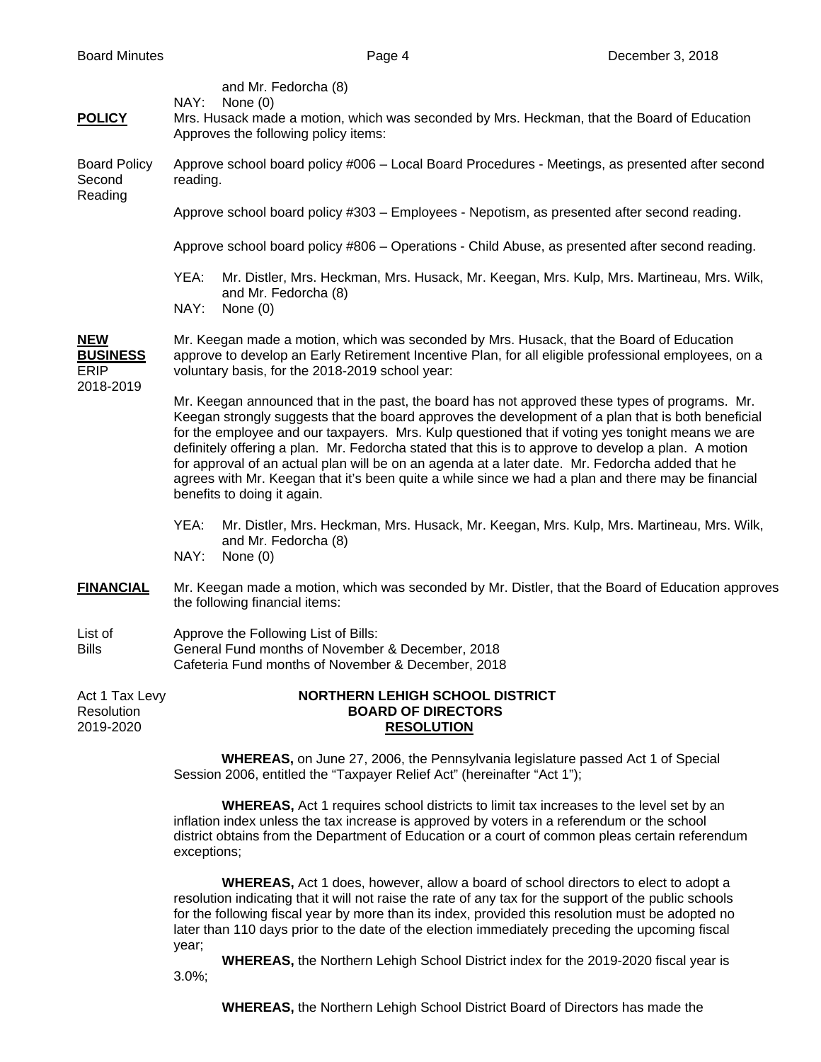and Mr. Fedorcha (8)

NAY: None (0)

**POLICY** Mrs. Husack made a motion, which was seconded by Mrs. Heckman, that the Board of Education Approves the following policy items:

Board Policy Second Reading

Approve school board policy #006 – Local Board Procedures - Meetings, as presented after second reading.

Approve school board policy #303 – Employees - Nepotism, as presented after second reading.

Approve school board policy #806 – Operations - Child Abuse, as presented after second reading.

YEA: Mr. Distler, Mrs. Heckman, Mrs. Husack, Mr. Keegan, Mrs. Kulp, Mrs. Martineau, Mrs. Wilk, and Mr. Fedorcha (8)

NAY: None (0)

**NEW BUSINESS**

ERIP 2018-2019

Mr. Keegan made a motion, which was seconded by Mrs. Husack, that the Board of Education approve to develop an Early Retirement Incentive Plan, for all eligible professional employees, on a voluntary basis, for the 2018-2019 school year:

Mr. Keegan announced that in the past, the board has not approved these types of programs. Mr. Keegan strongly suggests that the board approves the development of a plan that is both beneficial for the employee and our taxpayers. Mrs. Kulp questioned that if voting yes tonight means we are definitely offering a plan. Mr. Fedorcha stated that this is to approve to develop a plan. A motion for approval of an actual plan will be on an agenda at a later date. Mr. Fedorcha added that he agrees with Mr. Keegan that it's been quite a while since we had a plan and there may be financial benefits to doing it again.

YEA: Mr. Distler, Mrs. Heckman, Mrs. Husack, Mr. Keegan, Mrs. Kulp, Mrs. Martineau, Mrs. Wilk, and Mr. Fedorcha (8)

NAY: None (0)

**FINANCIAL** Mr. Keegan made a motion, which was seconded by Mr. Distler, that the Board of Education approves the following financial items:

List of Bills

Approve the Following List of Bills:
General Fund months of November & December, 2018
Cafeteria Fund months of November & December, 2018

Act 1 Tax Levy Resolution 2019-2020

**NORTHERN LEHIGH SCHOOL DISTRICT**
**BOARD OF DIRECTORS**
**RESOLUTION**

**WHEREAS,** on June 27, 2006, the Pennsylvania legislature passed Act 1 of Special Session 2006, entitled the "Taxpayer Relief Act" (hereinafter "Act 1");

**WHEREAS,** Act 1 requires school districts to limit tax increases to the level set by an inflation index unless the tax increase is approved by voters in a referendum or the school district obtains from the Department of Education or a court of common pleas certain referendum exceptions;

**WHEREAS,** Act 1 does, however, allow a board of school directors to elect to adopt a resolution indicating that it will not raise the rate of any tax for the support of the public schools for the following fiscal year by more than its index, provided this resolution must be adopted no later than 110 days prior to the date of the election immediately preceding the upcoming fiscal year;

**WHEREAS,** the Northern Lehigh School District index for the 2019-2020 fiscal year is 3.0%;

**WHEREAS,** the Northern Lehigh School District Board of Directors has made the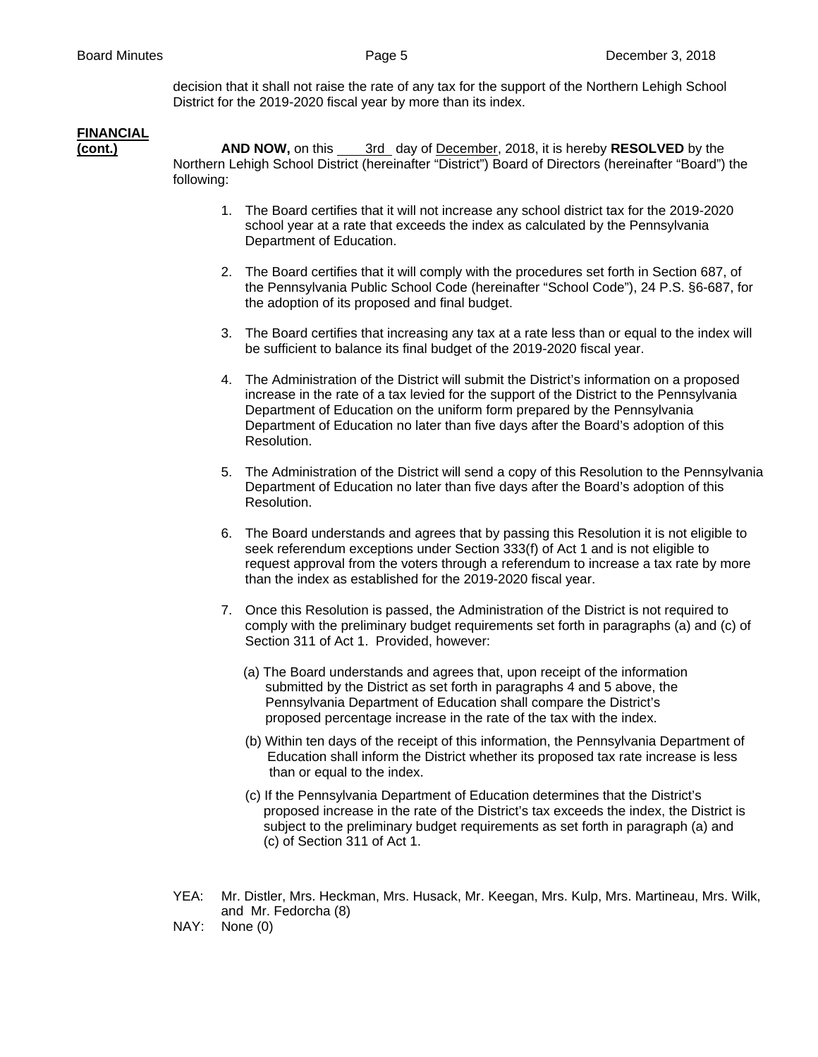decision that it shall not raise the rate of any tax for the support of the Northern Lehigh School District for the 2019-2020 fiscal year by more than its index.

**FINANCIAL (cont.)**

**AND NOW,** on this 3rd day of December, 2018, it is hereby **RESOLVED** by the Northern Lehigh School District (hereinafter "District") Board of Directors (hereinafter "Board") the following:

1. The Board certifies that it will not increase any school district tax for the 2019-2020 school year at a rate that exceeds the index as calculated by the Pennsylvania Department of Education.

2. The Board certifies that it will comply with the procedures set forth in Section 687, of the Pennsylvania Public School Code (hereinafter "School Code"), 24 P.S. §6-687, for the adoption of its proposed and final budget.

3. The Board certifies that increasing any tax at a rate less than or equal to the index will be sufficient to balance its final budget of the 2019-2020 fiscal year.

4. The Administration of the District will submit the District's information on a proposed increase in the rate of a tax levied for the support of the District to the Pennsylvania Department of Education on the uniform form prepared by the Pennsylvania Department of Education no later than five days after the Board's adoption of this Resolution.

5. The Administration of the District will send a copy of this Resolution to the Pennsylvania Department of Education no later than five days after the Board's adoption of this Resolution.

6. The Board understands and agrees that by passing this Resolution it is not eligible to seek referendum exceptions under Section 333(f) of Act 1 and is not eligible to request approval from the voters through a referendum to increase a tax rate by more than the index as established for the 2019-2020 fiscal year.

7. Once this Resolution is passed, the Administration of the District is not required to comply with the preliminary budget requirements set forth in paragraphs (a) and (c) of Section 311 of Act 1. Provided, however:

   (a) The Board understands and agrees that, upon receipt of the information submitted by the District as set forth in paragraphs 4 and 5 above, the Pennsylvania Department of Education shall compare the District's proposed percentage increase in the rate of the tax with the index.

   (b) Within ten days of the receipt of this information, the Pennsylvania Department of Education shall inform the District whether its proposed tax rate increase is less than or equal to the index.

   (c) If the Pennsylvania Department of Education determines that the District's proposed increase in the rate of the District's tax exceeds the index, the District is subject to the preliminary budget requirements as set forth in paragraph (a) and (c) of Section 311 of Act 1.

YEA: Mr. Distler, Mrs. Heckman, Mrs. Husack, Mr. Keegan, Mrs. Kulp, Mrs. Martineau, Mrs. Wilk, and Mr. Fedorcha (8)

NAY: None (0)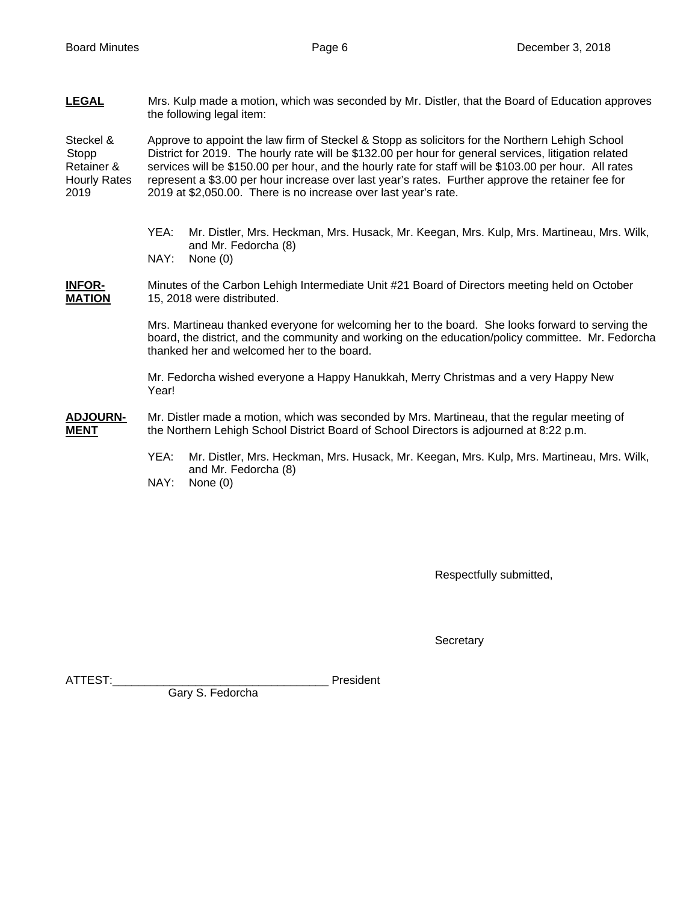**LEGAL** Mrs. Kulp made a motion, which was seconded by Mr. Distler, that the Board of Education approves the following legal item:

Steckel & Stopp Retainer & Hourly Rates 2019

Approve to appoint the law firm of Steckel & Stopp as solicitors for the Northern Lehigh School District for 2019. The hourly rate will be $132.00 per hour for general services, litigation related services will be $150.00 per hour, and the hourly rate for staff will be $103.00 per hour. All rates represent a $3.00 per hour increase over last year's rates. Further approve the retainer fee for 2019 at $2,050.00. There is no increase over last year's rate.

YEA: Mr. Distler, Mrs. Heckman, Mrs. Husack, Mr. Keegan, Mrs. Kulp, Mrs. Martineau, Mrs. Wilk, and Mr. Fedorcha (8)
NAY: None (0)

**INFOR-MATION** Minutes of the Carbon Lehigh Intermediate Unit #21 Board of Directors meeting held on October 15, 2018 were distributed.

Mrs. Martineau thanked everyone for welcoming her to the board. She looks forward to serving the board, the district, and the community and working on the education/policy committee. Mr. Fedorcha thanked her and welcomed her to the board.

Mr. Fedorcha wished everyone a Happy Hanukkah, Merry Christmas and a very Happy New Year!

**ADJOURN-MENT** Mr. Distler made a motion, which was seconded by Mrs. Martineau, that the regular meeting of the Northern Lehigh School District Board of School Directors is adjourned at 8:22 p.m.

YEA: Mr. Distler, Mrs. Heckman, Mrs. Husack, Mr. Keegan, Mrs. Kulp, Mrs. Martineau, Mrs. Wilk, and Mr. Fedorcha (8)
NAY: None (0)

Respectfully submitted,

Secretary

ATTEST:_________________________________ President
Gary S. Fedorcha